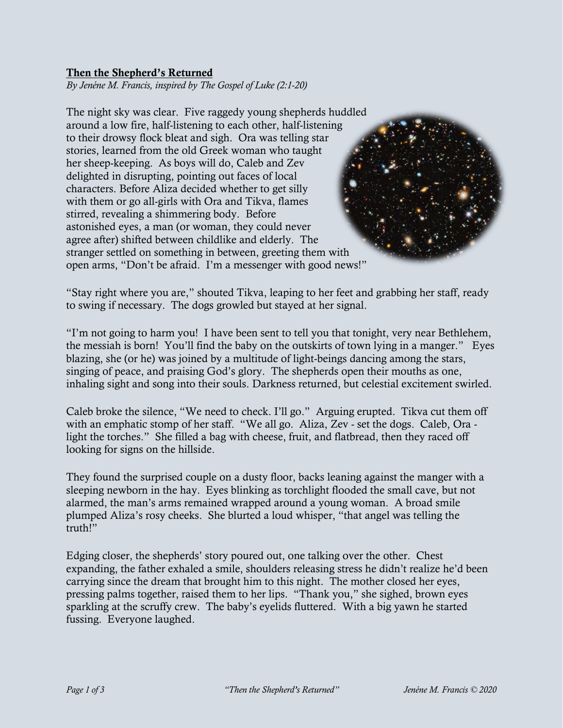**<u>Then the Shepherd's Returned</u>**

*By Jenéne M. Francis, inspired by The Gospel of Luke (2:1-20)*

The night sky was clear. Five raggedy young shepherds huddled around a low fire, half-listening to each other, half-listening to their drowsy flock bleat and sigh. Ora was telling star stories, learned from the old Greek woman who taught her sheep-keeping. As boys will do, Caleb and Zev delighted in disrupting, pointing out faces of local characters. Before Aliza decided whether to get silly with them or go all-girls with Ora and Tikva, flames stirred, revealing a shimmering body. Before astonished eyes, a man (or woman, they could never agree after) shifted between childlike and elderly. The stranger settled on something in between, greeting them with open arms, "Don't be afraid. I'm a messenger with good news!"

"Stay right where you are," shouted Tikva, leaping to her feet and grabbing her staff, ready to swing if necessary. The dogs growled but stayed at her signal.

"I'm not going to harm you! I have been sent to tell you that tonight, very near Bethlehem, the messiah is born! You'll find the baby on the outskirts of town lying in a manger." Eyes blazing, she (or he) was joined by a multitude of light-beings dancing among the stars, singing of peace, and praising God's glory. The shepherds open their mouths as one, inhaling sight and song into their souls. Darkness returned, but celestial excitement swirled.

Caleb broke the silence, "We need to check. I'll go." Arguing erupted. Tikva cut them off with an emphatic stomp of her staff. "We all go. Aliza, Zev - set the dogs. Caleb, Ora - light the torches." She filled a bag with cheese, fruit, and flatbread, then they raced off looking for signs on the hillside.

They found the surprised couple on a dusty floor, backs leaning against the manger with a sleeping newborn in the hay. Eyes blinking as torchlight flooded the small cave, but not alarmed, the man's arms remained wrapped around a young woman. A broad smile plumped Aliza's rosy cheeks. She blurted a loud whisper, "that angel was telling the truth!"

Edging closer, the shepherds' story poured out, one talking over the other. Chest expanding, the father exhaled a smile, shoulders releasing stress he didn't realize he'd been carrying since the dream that brought him to this night. The mother closed her eyes, pressing palms together, raised them to her lips. "Thank you," she sighed, brown eyes sparkling at the scruffy crew. The baby's eyelids fluttered. With a big yawn he started fussing. Everyone laughed.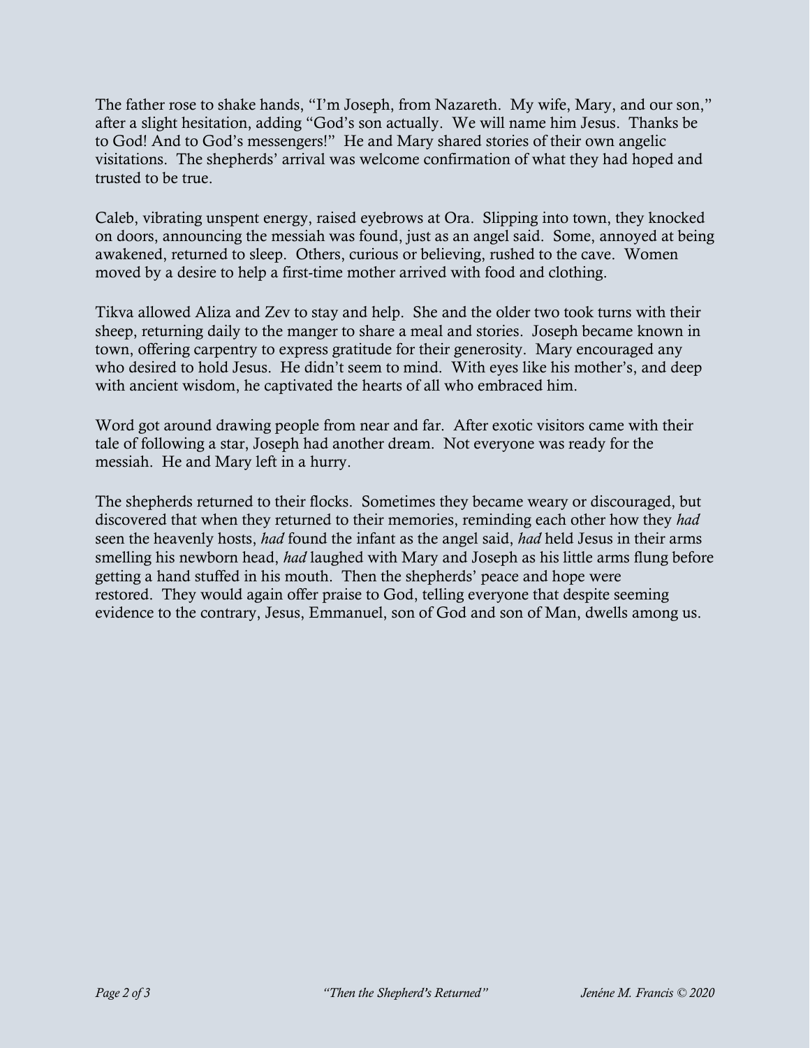The father rose to shake hands, "I'm Joseph, from Nazareth. My wife, Mary, and our son," after a slight hesitation, adding "God's son actually. We will name him Jesus. Thanks be to God! And to God's messengers!" He and Mary shared stories of their own angelic visitations. The shepherds' arrival was welcome confirmation of what they had hoped and trusted to be true.

Caleb, vibrating unspent energy, raised eyebrows at Ora. Slipping into town, they knocked on doors, announcing the messiah was found, just as an angel said. Some, annoyed at being awakened, returned to sleep. Others, curious or believing, rushed to the cave. Women moved by a desire to help a first-time mother arrived with food and clothing.

Tikva allowed Aliza and Zev to stay and help. She and the older two took turns with their sheep, returning daily to the manger to share a meal and stories. Joseph became known in town, offering carpentry to express gratitude for their generosity. Mary encouraged any who desired to hold Jesus. He didn't seem to mind. With eyes like his mother's, and deep with ancient wisdom, he captivated the hearts of all who embraced him.

Word got around drawing people from near and far. After exotic visitors came with their tale of following a star, Joseph had another dream. Not everyone was ready for the messiah. He and Mary left in a hurry.

The shepherds returned to their flocks. Sometimes they became weary or discouraged, but discovered that when they returned to their memories, reminding each other how they *had* seen the heavenly hosts, *had* found the infant as the angel said, *had* held Jesus in their arms smelling his newborn head, *had* laughed with Mary and Joseph as his little arms flung before getting a hand stuffed in his mouth. Then the shepherds' peace and hope were restored. They would again offer praise to God, telling everyone that despite seeming evidence to the contrary, Jesus, Emmanuel, son of God and son of Man, dwells among us.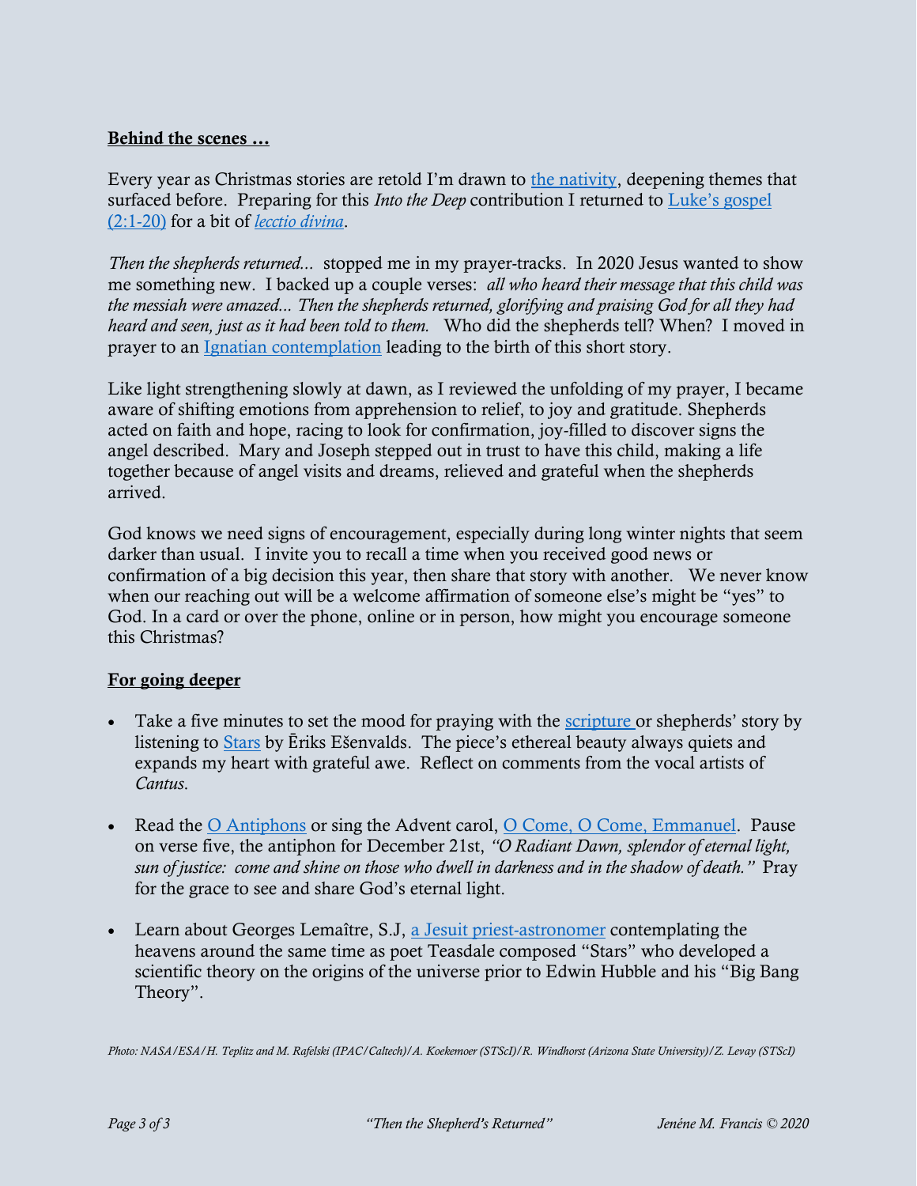**Behind the scenes …**

Every year as Christmas stories are retold I'm drawn to the nativity, deepening themes that surfaced before. Preparing for this *Into the Deep* contribution I returned to Luke's gospel (2:1-20) for a bit of *lecctio divina*.

*Then the shepherds returned...* stopped me in my prayer-tracks. In 2020 Jesus wanted to show me something new. I backed up a couple verses: *all who heard their message that this child was the messiah were amazed... Then the shepherds returned, glorifying and praising God for all they had heard and seen, just as it had been told to them.* Who did the shepherds tell? When? I moved in prayer to an Ignatian contemplation leading to the birth of this short story.

Like light strengthening slowly at dawn, as I reviewed the unfolding of my prayer, I became aware of shifting emotions from apprehension to relief, to joy and gratitude. Shepherds acted on faith and hope, racing to look for confirmation, joy-filled to discover signs the angel described. Mary and Joseph stepped out in trust to have this child, making a life together because of angel visits and dreams, relieved and grateful when the shepherds arrived.

God knows we need signs of encouragement, especially during long winter nights that seem darker than usual. I invite you to recall a time when you received good news or confirmation of a big decision this year, then share that story with another. We never know when our reaching out will be a welcome affirmation of someone else's might be "yes" to God. In a card or over the phone, online or in person, how might you encourage someone this Christmas?

**For going deeper**

- Take a five minutes to set the mood for praying with the scripture or shepherds' story by listening to Stars by Ēriks Ešenvalds. The piece's ethereal beauty always quiets and expands my heart with grateful awe. Reflect on comments from the vocal artists of *Cantus*.

- Read the O Antiphons or sing the Advent carol, O Come, O Come, Emmanuel. Pause on verse five, the antiphon for December 21st, *"O Radiant Dawn, splendor of eternal light, sun of justice: come and shine on those who dwell in darkness and in the shadow of death."* Pray for the grace to see and share God's eternal light.

- Learn about Georges Lemaître, S.J, a Jesuit priest-astronomer contemplating the heavens around the same time as poet Teasdale composed "Stars" who developed a scientific theory on the origins of the universe prior to Edwin Hubble and his "Big Bang Theory".

*Photo: NASA/ESA/H. Teplitz and M. Rafelski (IPAC/Caltech)/A. Koekemoer (STScI)/R. Windhorst (Arizona State University)/Z. Levay (STScI)*